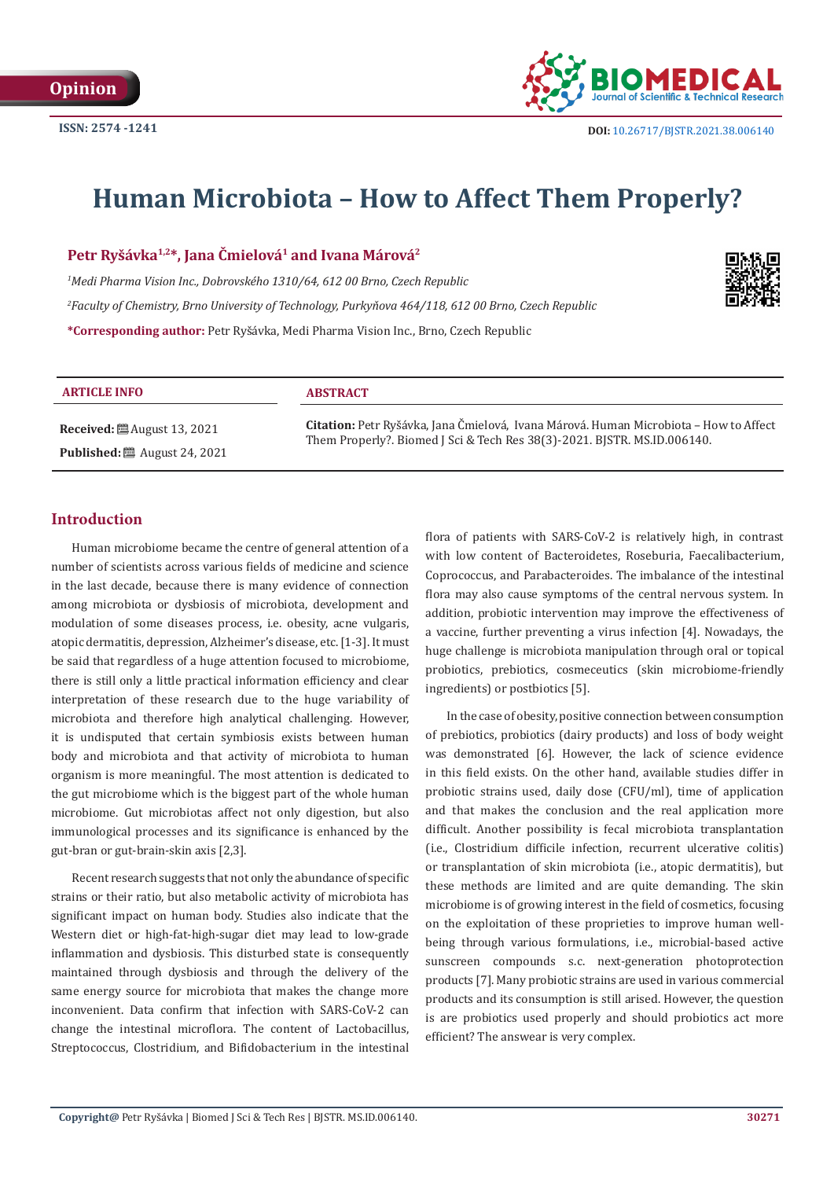Opinion

ISSN: 2574 -1241

DOI: 10.26717/BJSTR.2021.38.006140

# Human Microbiota – How to Affect Them Properly?

**Petr Ryšávka[1,2]*, Jana Čmielová[1] and Ivana Márová[2]**

*[1]Medi Pharma Vision Inc., Dobrovského 1310/64, 612 00 Brno, Czech Republic*

*[2]Faculty of Chemistry, Brno University of Technology, Purkyňova 464/118, 612 00 Brno, Czech Republic*

**\*Corresponding author:** Petr Ryšávka, Medi Pharma Vision Inc., Brno, Czech Republic

**ARTICLE INFO**

**Received:** August 13, 2021

**Published:** August 24, 2021

**ABSTRACT**

**Citation:** Petr Ryšávka, Jana Čmielová, Ivana Márová. Human Microbiota – How to Affect Them Properly?. Biomed J Sci & Tech Res 38(3)-2021. BJSTR. MS.ID.006140.

## Introduction

Human microbiome became the centre of general attention of a number of scientists across various fields of medicine and science in the last decade, because there is many evidence of connection among microbiota or dysbiosis of microbiota, development and modulation of some diseases process, i.e. obesity, acne vulgaris, atopic dermatitis, depression, Alzheimer's disease, etc. [1-3]. It must be said that regardless of a huge attention focused to microbiome, there is still only a little practical information efficiency and clear interpretation of these research due to the huge variability of microbiota and therefore high analytical challenging. However, it is undisputed that certain symbiosis exists between human body and microbiota and that activity of microbiota to human organism is more meaningful. The most attention is dedicated to the gut microbiome which is the biggest part of the whole human microbiome. Gut microbiotas affect not only digestion, but also immunological processes and its significance is enhanced by the gut-bran or gut-brain-skin axis [2,3].

Recent research suggests that not only the abundance of specific strains or their ratio, but also metabolic activity of microbiota has significant impact on human body. Studies also indicate that the Western diet or high-fat-high-sugar diet may lead to low-grade inflammation and dysbiosis. This disturbed state is consequently maintained through dysbiosis and through the delivery of the same energy source for microbiota that makes the change more inconvenient. Data confirm that infection with SARS-CoV-2 can change the intestinal microflora. The content of Lactobacillus, Streptococcus, Clostridium, and Bifidobacterium in the intestinal flora of patients with SARS-CoV-2 is relatively high, in contrast with low content of Bacteroidetes, Roseburia, Faecalibacterium, Coprococcus, and Parabacteroides. The imbalance of the intestinal flora may also cause symptoms of the central nervous system. In addition, probiotic intervention may improve the effectiveness of a vaccine, further preventing a virus infection [4]. Nowadays, the huge challenge is microbiota manipulation through oral or topical probiotics, prebiotics, cosmeceutics (skin microbiome-friendly ingredients) or postbiotics [5].

In the case of obesity, positive connection between consumption of prebiotics, probiotics (dairy products) and loss of body weight was demonstrated [6]. However, the lack of science evidence in this field exists. On the other hand, available studies differ in probiotic strains used, daily dose (CFU/ml), time of application and that makes the conclusion and the real application more difficult. Another possibility is fecal microbiota transplantation (i.e., Clostridium difficile infection, recurrent ulcerative colitis) or transplantation of skin microbiota (i.e., atopic dermatitis), but these methods are limited and are quite demanding. The skin microbiome is of growing interest in the field of cosmetics, focusing on the exploitation of these proprieties to improve human well-being through various formulations, i.e., microbial-based active sunscreen compounds s.c. next-generation photoprotection products [7]. Many probiotic strains are used in various commercial products and its consumption is still arised. However, the question is are probiotics used properly and should probiotics act more efficient? The answear is very complex.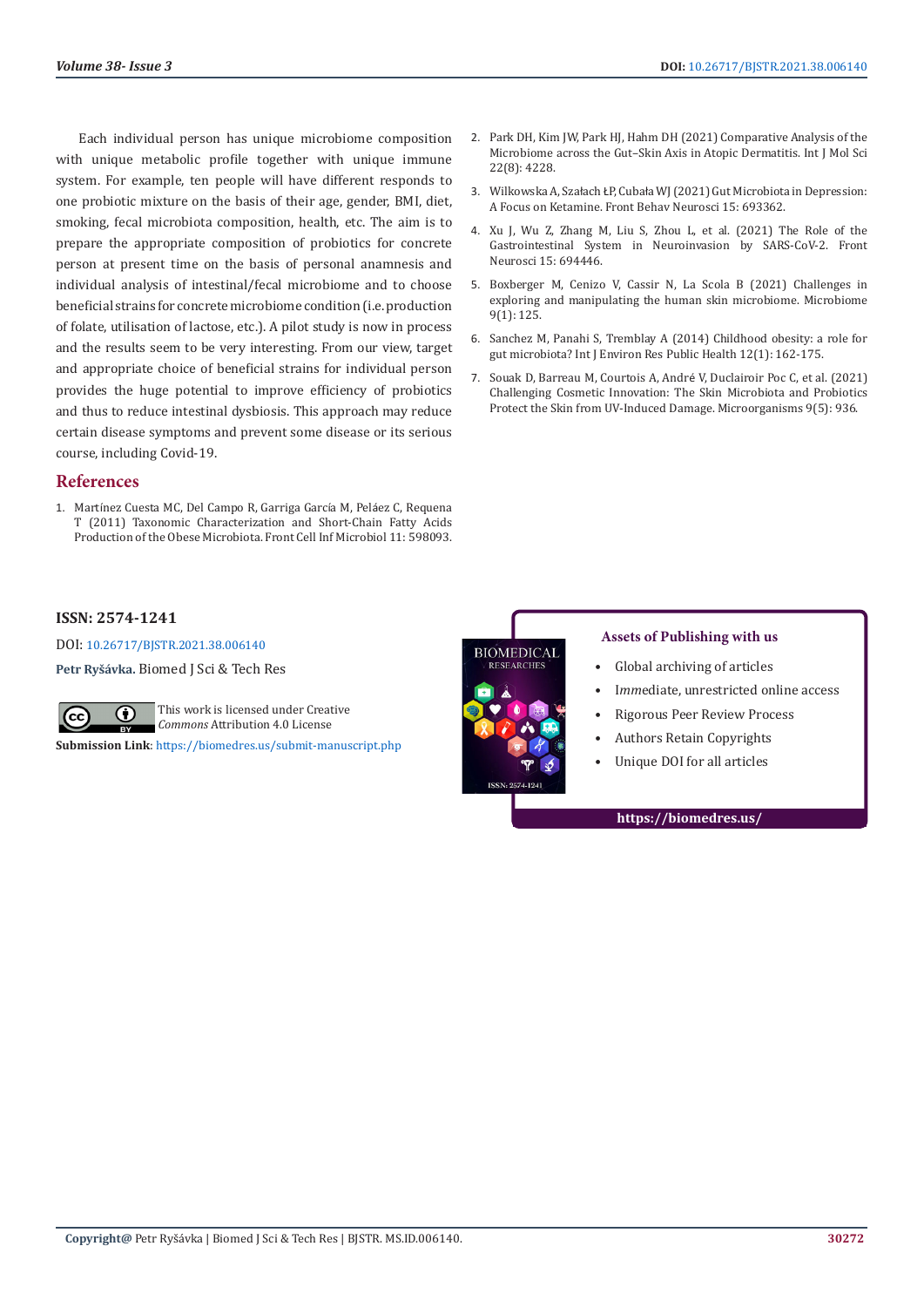Each individual person has unique microbiome composition with unique metabolic profile together with unique immune system. For example, ten people will have different responds to one probiotic mixture on the basis of their age, gender, BMI, diet, smoking, fecal microbiota composition, health, etc. The aim is to prepare the appropriate composition of probiotics for concrete person at present time on the basis of personal anamnesis and individual analysis of intestinal/fecal microbiome and to choose beneficial strains for concrete microbiome condition (i.e. production of folate, utilisation of lactose, etc.). A pilot study is now in process and the results seem to be very interesting. From our view, target and appropriate choice of beneficial strains for individual person provides the huge potential to improve efficiency of probiotics and thus to reduce intestinal dysbiosis. This approach may reduce certain disease symptoms and prevent some disease or its serious course, including Covid-19.

## References

1. Martínez Cuesta MC, Del Campo R, Garriga García M, Peláez C, Requena T (2011) Taxonomic Characterization and Short-Chain Fatty Acids Production of the Obese Microbiota. Front Cell Inf Microbiol 11: 598093.
2. Park DH, Kim JW, Park HJ, Hahm DH (2021) Comparative Analysis of the Microbiome across the Gut–Skin Axis in Atopic Dermatitis. Int J Mol Sci 22(8): 4228.
3. Wilkowska A, Szałach ŁP, Cubała WJ (2021) Gut Microbiota in Depression: A Focus on Ketamine. Front Behav Neurosci 15: 693362.
4. Xu J, Wu Z, Zhang M, Liu S, Zhou L, et al. (2021) The Role of the Gastrointestinal System in Neuroinvasion by SARS-CoV-2. Front Neurosci 15: 694446.
5. Boxberger M, Cenizo V, Cassir N, La Scola B (2021) Challenges in exploring and manipulating the human skin microbiome. Microbiome 9(1): 125.
6. Sanchez M, Panahi S, Tremblay A (2014) Childhood obesity: a role for gut microbiota? Int J Environ Res Public Health 12(1): 162-175.
7. Souak D, Barreau M, Courtois A, André V, Duclairoir Poc C, et al. (2021) Challenging Cosmetic Innovation: The Skin Microbiota and Probiotics Protect the Skin from UV-Induced Damage. Microorganisms 9(5): 936.

**ISSN: 2574-1241**

DOI: 10.26717/BJSTR.2021.38.006140

**Petr Ryšávka.** Biomed J Sci & Tech Res

This work is licensed under Creative *Commons* Attribution 4.0 License

**Submission Link**: https://biomedres.us/submit-manuscript.php

BIOMEDICAL RESEARCHES

ISSN: 2574-1241

**Assets of Publishing with us**

- Global archiving of articles
- *Imm*ediate, unrestricted online access
- Rigorous Peer Review Process
- Authors Retain Copyrights
- Unique DOI for all articles

**https://biomedres.us/**